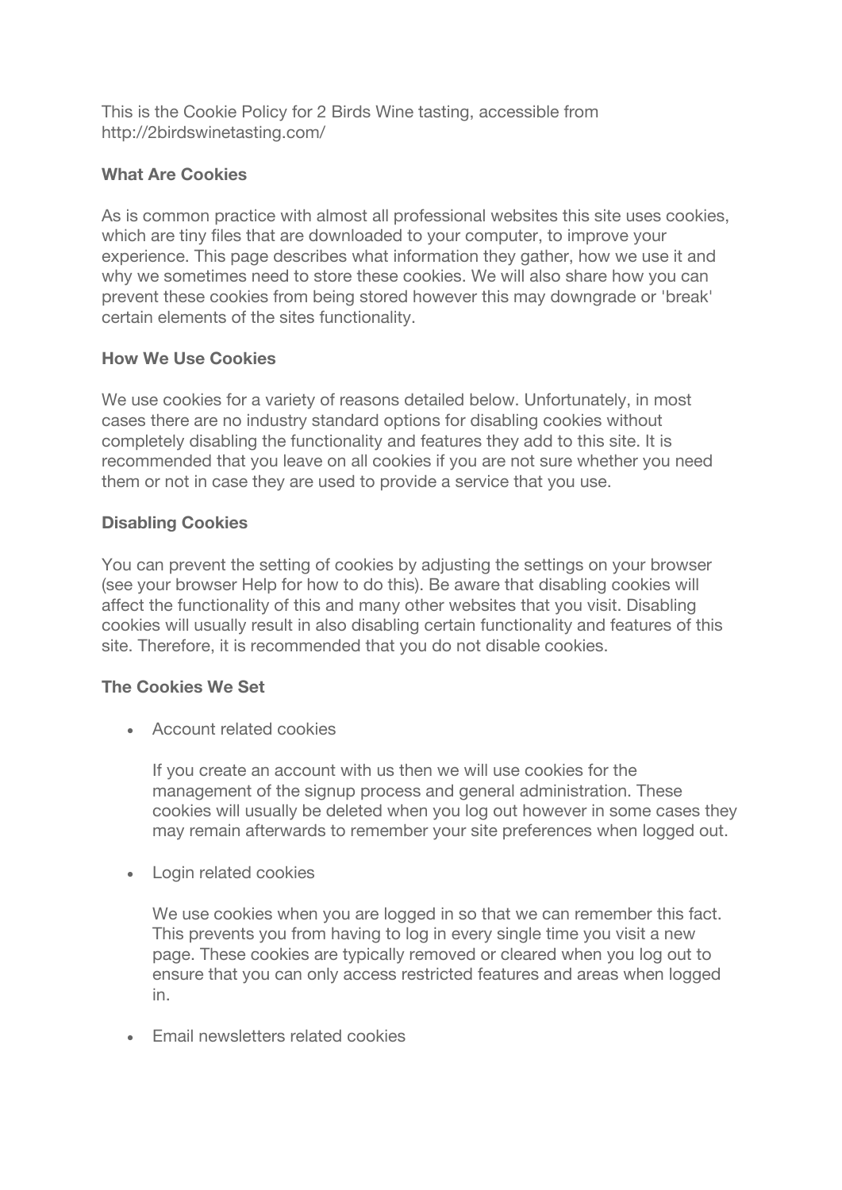This is the Cookie Policy for 2 Birds Wine tasting, accessible from http://2birdswinetasting.com/

**What Are Cookies**

As is common practice with almost all professional websites this site uses cookies, which are tiny files that are downloaded to your computer, to improve your experience. This page describes what information they gather, how we use it and why we sometimes need to store these cookies. We will also share how you can prevent these cookies from being stored however this may downgrade or 'break' certain elements of the sites functionality.

**How We Use Cookies**

We use cookies for a variety of reasons detailed below. Unfortunately, in most cases there are no industry standard options for disabling cookies without completely disabling the functionality and features they add to this site. It is recommended that you leave on all cookies if you are not sure whether you need them or not in case they are used to provide a service that you use.

**Disabling Cookies**

You can prevent the setting of cookies by adjusting the settings on your browser (see your browser Help for how to do this). Be aware that disabling cookies will affect the functionality of this and many other websites that you visit. Disabling cookies will usually result in also disabling certain functionality and features of this site. Therefore, it is recommended that you do not disable cookies.

**The Cookies We Set**

- Account related cookies

  If you create an account with us then we will use cookies for the management of the signup process and general administration. These cookies will usually be deleted when you log out however in some cases they may remain afterwards to remember your site preferences when logged out.

- Login related cookies

  We use cookies when you are logged in so that we can remember this fact. This prevents you from having to log in every single time you visit a new page. These cookies are typically removed or cleared when you log out to ensure that you can only access restricted features and areas when logged in.

- Email newsletters related cookies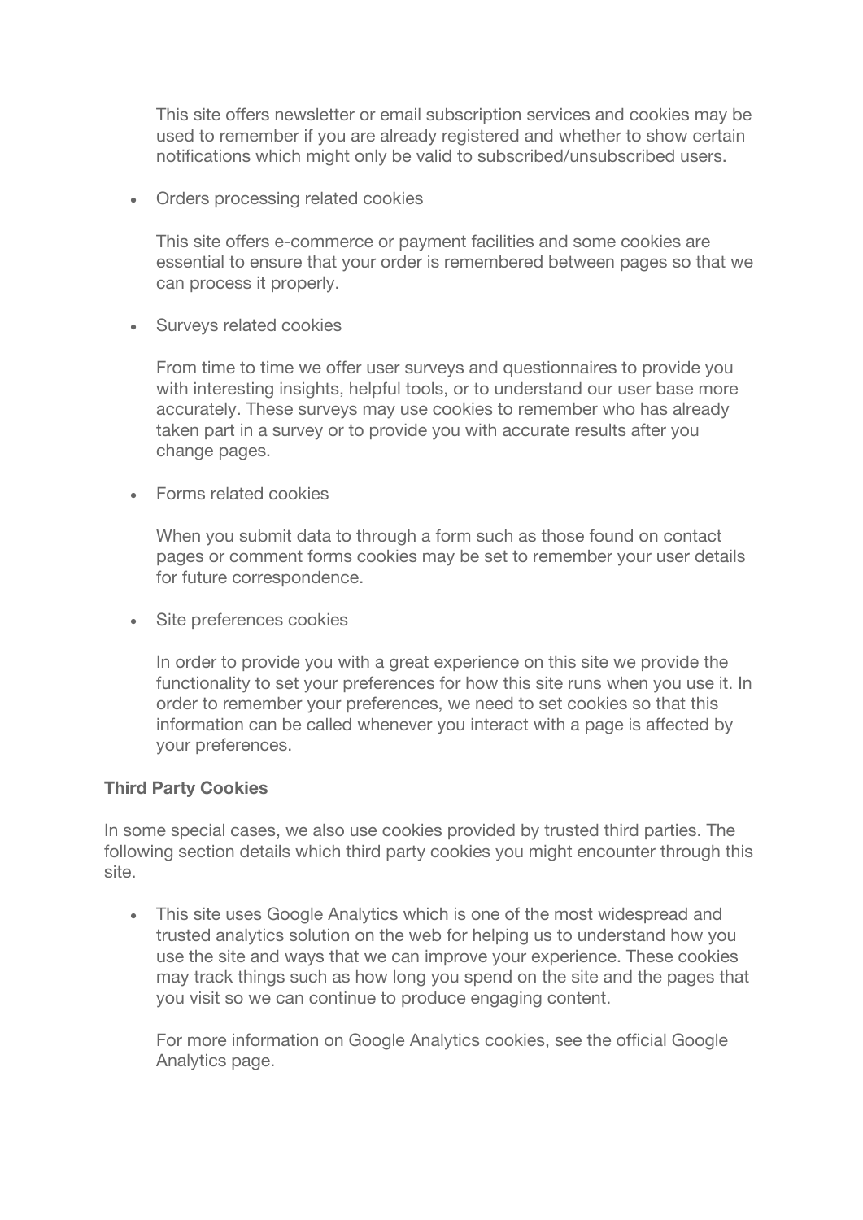This site offers newsletter or email subscription services and cookies may be used to remember if you are already registered and whether to show certain notifications which might only be valid to subscribed/unsubscribed users.

- Orders processing related cookies

  This site offers e-commerce or payment facilities and some cookies are essential to ensure that your order is remembered between pages so that we can process it properly.

- Surveys related cookies

  From time to time we offer user surveys and questionnaires to provide you with interesting insights, helpful tools, or to understand our user base more accurately. These surveys may use cookies to remember who has already taken part in a survey or to provide you with accurate results after you change pages.

- Forms related cookies

  When you submit data to through a form such as those found on contact pages or comment forms cookies may be set to remember your user details for future correspondence.

- Site preferences cookies

  In order to provide you with a great experience on this site we provide the functionality to set your preferences for how this site runs when you use it. In order to remember your preferences, we need to set cookies so that this information can be called whenever you interact with a page is affected by your preferences.

**Third Party Cookies**

In some special cases, we also use cookies provided by trusted third parties. The following section details which third party cookies you might encounter through this site.

- This site uses Google Analytics which is one of the most widespread and trusted analytics solution on the web for helping us to understand how you use the site and ways that we can improve your experience. These cookies may track things such as how long you spend on the site and the pages that you visit so we can continue to produce engaging content.

  For more information on Google Analytics cookies, see the official Google Analytics page.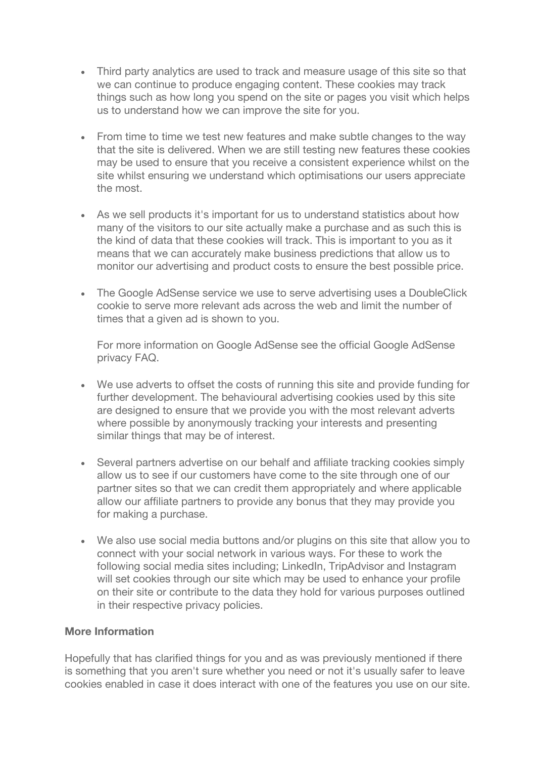- Third party analytics are used to track and measure usage of this site so that we can continue to produce engaging content. These cookies may track things such as how long you spend on the site or pages you visit which helps us to understand how we can improve the site for you.

- From time to time we test new features and make subtle changes to the way that the site is delivered. When we are still testing new features these cookies may be used to ensure that you receive a consistent experience whilst on the site whilst ensuring we understand which optimisations our users appreciate the most.

- As we sell products it's important for us to understand statistics about how many of the visitors to our site actually make a purchase and as such this is the kind of data that these cookies will track. This is important to you as it means that we can accurately make business predictions that allow us to monitor our advertising and product costs to ensure the best possible price.

- The Google AdSense service we use to serve advertising uses a DoubleClick cookie to serve more relevant ads across the web and limit the number of times that a given ad is shown to you.

  For more information on Google AdSense see the official Google AdSense privacy FAQ.

- We use adverts to offset the costs of running this site and provide funding for further development. The behavioural advertising cookies used by this site are designed to ensure that we provide you with the most relevant adverts where possible by anonymously tracking your interests and presenting similar things that may be of interest.

- Several partners advertise on our behalf and affiliate tracking cookies simply allow us to see if our customers have come to the site through one of our partner sites so that we can credit them appropriately and where applicable allow our affiliate partners to provide any bonus that they may provide you for making a purchase.

- We also use social media buttons and/or plugins on this site that allow you to connect with your social network in various ways. For these to work the following social media sites including; LinkedIn, TripAdvisor and Instagram will set cookies through our site which may be used to enhance your profile on their site or contribute to the data they hold for various purposes outlined in their respective privacy policies.

**More Information**

Hopefully that has clarified things for you and as was previously mentioned if there is something that you aren't sure whether you need or not it's usually safer to leave cookies enabled in case it does interact with one of the features you use on our site.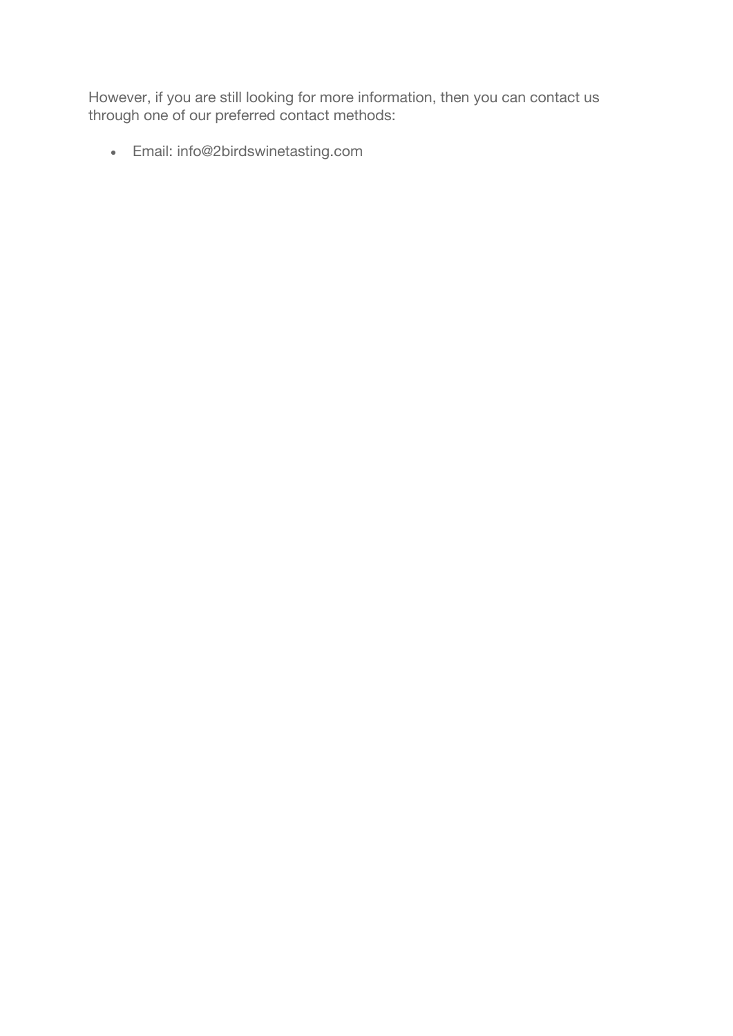However, if you are still looking for more information, then you can contact us through one of our preferred contact methods:

- Email: info@2birdswinetasting.com